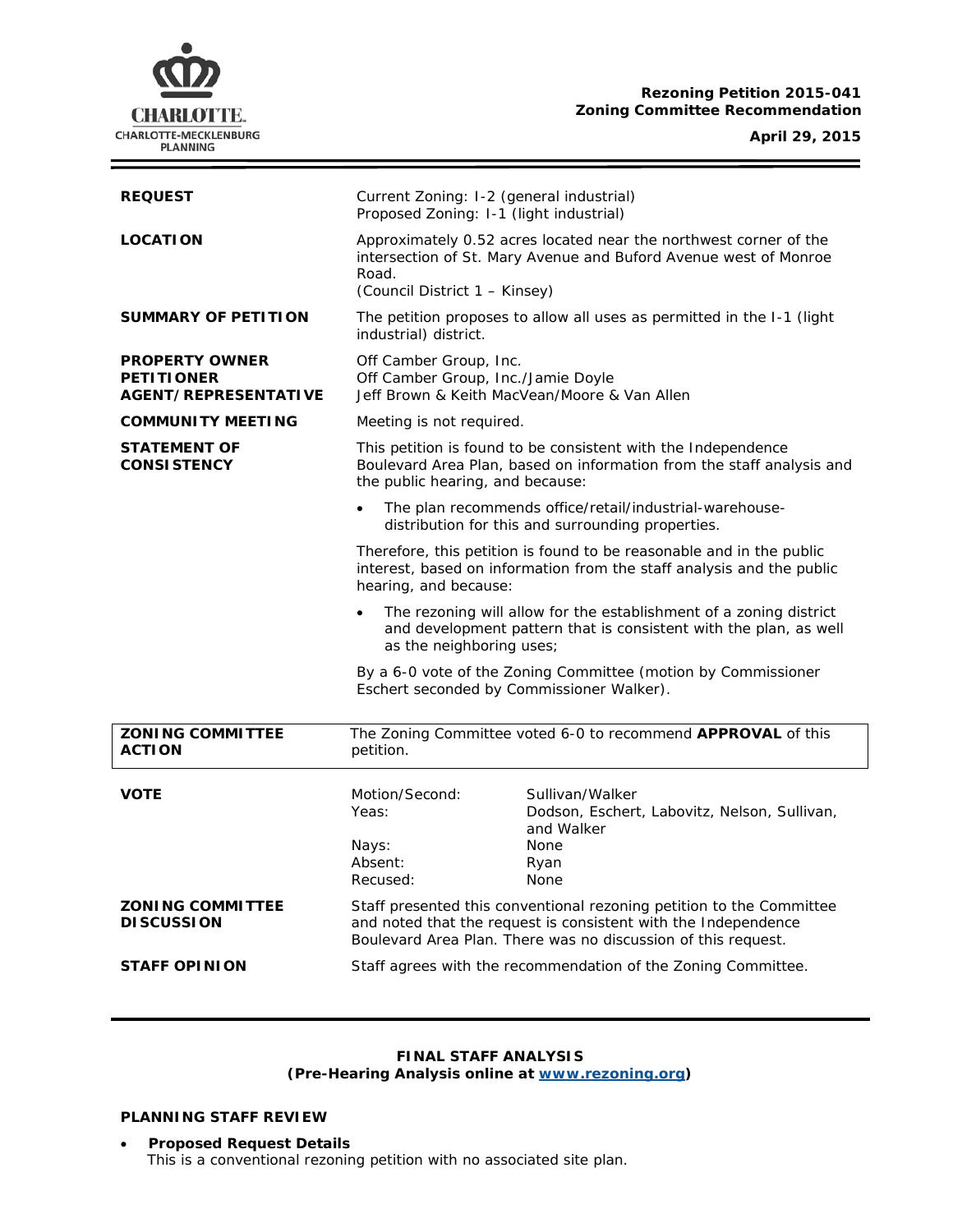**Rezoning Petition 2015-041**
**Zoning Committee Recommendation**

**April 29, 2015**

| | |
|---|---|
| **REQUEST** | Current Zoning: I-2 (general industrial)<br>Proposed Zoning: I-1 (light industrial) |
| **LOCATION** | Approximately 0.52 acres located near the northwest corner of the intersection of St. Mary Avenue and Buford Avenue west of Monroe Road.<br>(Council District 1 – Kinsey) |
| **SUMMARY OF PETITION** | The petition proposes to allow all uses as permitted in the I-1 (light industrial) district. |
| **PROPERTY OWNER**<br>**PETITIONER**<br>**AGENT/REPRESENTATIVE** | Off Camber Group, Inc.<br>Off Camber Group, Inc./Jamie Doyle<br>Jeff Brown & Keith MacVean/Moore & Van Allen |
| **COMMUNITY MEETING** | Meeting is not required. |
| **STATEMENT OF CONSISTENCY** | This petition is found to be consistent with the Independence Boulevard Area Plan, based on information from the staff analysis and the public hearing, and because:<br>• The plan recommends office/retail/industrial-warehouse-distribution for this and surrounding properties.<br><br>Therefore, this petition is found to be reasonable and in the public interest, based on information from the staff analysis and the public hearing, and because:<br>• The rezoning will allow for the establishment of a zoning district and development pattern that is consistent with the plan, as well as the neighboring uses;<br><br>By a 6-0 vote of the Zoning Committee (motion by Commissioner Eschert seconded by Commissioner Walker). |

| | |
|---|---|
| **ZONING COMMITTEE ACTION** | The Zoning Committee voted 6-0 to recommend **APPROVAL** of this petition. |

| | | |
|---|---|---|
| **VOTE** | Motion/Second: | Sullivan/Walker |
| | Yeas: | Dodson, Eschert, Labovitz, Nelson, Sullivan, and Walker |
| | Nays: | None |
| | Absent: | Ryan |
| | Recused: | None |
| **ZONING COMMITTEE DISCUSSION** | Staff presented this conventional rezoning petition to the Committee and noted that the request is consistent with the Independence Boulevard Area Plan. There was no discussion of this request. | |
| **STAFF OPINION** | Staff agrees with the recommendation of the Zoning Committee. | |

**FINAL STAFF ANALYSIS**
**(Pre-Hearing Analysis online at [www.rezoning.org](www.rezoning.org))**

### PLANNING STAFF REVIEW

- **Proposed Request Details**
  This is a conventional rezoning petition with no associated site plan.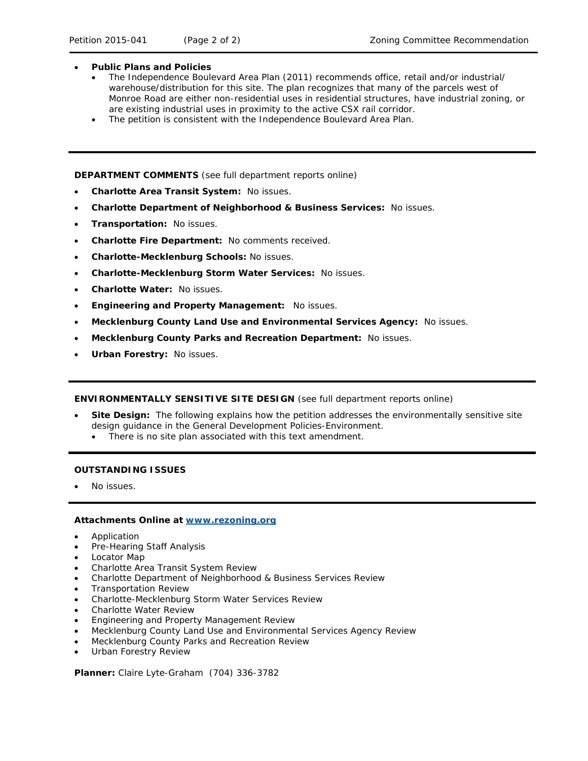- **Public Plans and Policies**
  - The Independence Boulevard Area Plan (2011) recommends office, retail and/or industrial/ warehouse/distribution for this site. The plan recognizes that many of the parcels west of Monroe Road are either non-residential uses in residential structures, have industrial zoning, or are existing industrial uses in proximity to the active CSX rail corridor.
  - The petition is consistent with the Independence Boulevard Area Plan.

**DEPARTMENT COMMENTS** (see full department reports online)

- **Charlotte Area Transit System:** No issues.
- **Charlotte Department of Neighborhood & Business Services:** No issues.
- **Transportation:** No issues.
- **Charlotte Fire Department:** No comments received.
- **Charlotte-Mecklenburg Schools:** No issues.
- **Charlotte-Mecklenburg Storm Water Services:** No issues.
- **Charlotte Water:** No issues.
- **Engineering and Property Management:** No issues.
- **Mecklenburg County Land Use and Environmental Services Agency:** No issues.
- **Mecklenburg County Parks and Recreation Department:** No issues.
- **Urban Forestry:** No issues.

**ENVIRONMENTALLY SENSITIVE SITE DESIGN** (see full department reports online)

- **Site Design:** The following explains how the petition addresses the environmentally sensitive site design guidance in the General Development Policies-Environment.
  - There is no site plan associated with this text amendment.

**OUTSTANDING ISSUES**

- No issues.

**Attachments Online at [www.rezoning.org](www.rezoning.org)**

- Application
- Pre-Hearing Staff Analysis
- Locator Map
- Charlotte Area Transit System Review
- Charlotte Department of Neighborhood & Business Services Review
- Transportation Review
- Charlotte-Mecklenburg Storm Water Services Review
- Charlotte Water Review
- Engineering and Property Management Review
- Mecklenburg County Land Use and Environmental Services Agency Review
- Mecklenburg County Parks and Recreation Review
- Urban Forestry Review

**Planner:** Claire Lyte-Graham (704) 336-3782